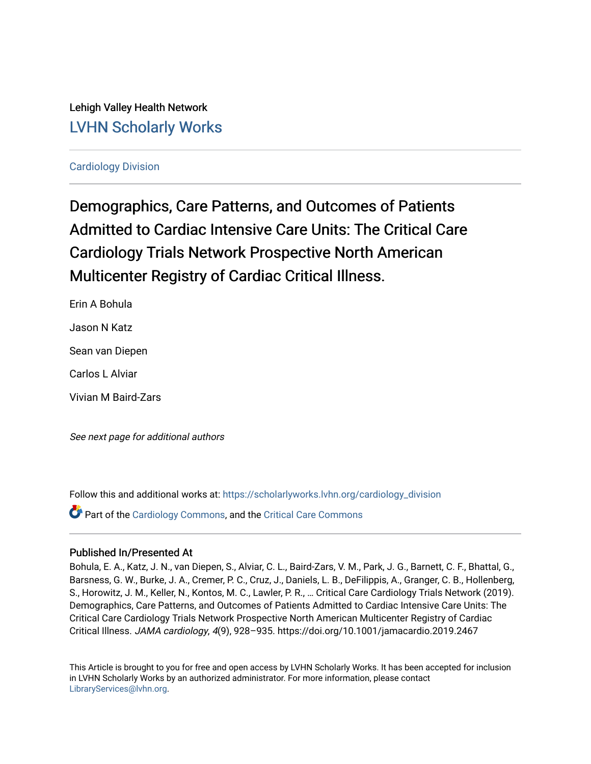Lehigh Valley Health Network

LVHN Scholarly Works

Cardiology Division

# Demographics, Care Patterns, and Outcomes of Patients Admitted to Cardiac Intensive Care Units: The Critical Care Cardiology Trials Network Prospective North American Multicenter Registry of Cardiac Critical Illness.

Erin A Bohula

Jason N Katz

Sean van Diepen

Carlos L Alviar

Vivian M Baird-Zars

*See next page for additional authors*

Follow this and additional works at: https://scholarlyworks.lvhn.org/cardiology_division

Part of the Cardiology Commons, and the Critical Care Commons

### Published In/Presented At

Bohula, E. A., Katz, J. N., van Diepen, S., Alviar, C. L., Baird-Zars, V. M., Park, J. G., Barnett, C. F., Bhattal, G., Barsness, G. W., Burke, J. A., Cremer, P. C., Cruz, J., Daniels, L. B., DeFilippis, A., Granger, C. B., Hollenberg, S., Horowitz, J. M., Keller, N., Kontos, M. C., Lawler, P. R., … Critical Care Cardiology Trials Network (2019). Demographics, Care Patterns, and Outcomes of Patients Admitted to Cardiac Intensive Care Units: The Critical Care Cardiology Trials Network Prospective North American Multicenter Registry of Cardiac Critical Illness. *JAMA cardiology*, *4*(9), 928–935. https://doi.org/10.1001/jamacardio.2019.2467

This Article is brought to you for free and open access by LVHN Scholarly Works. It has been accepted for inclusion in LVHN Scholarly Works by an authorized administrator. For more information, please contact LibraryServices@lvhn.org.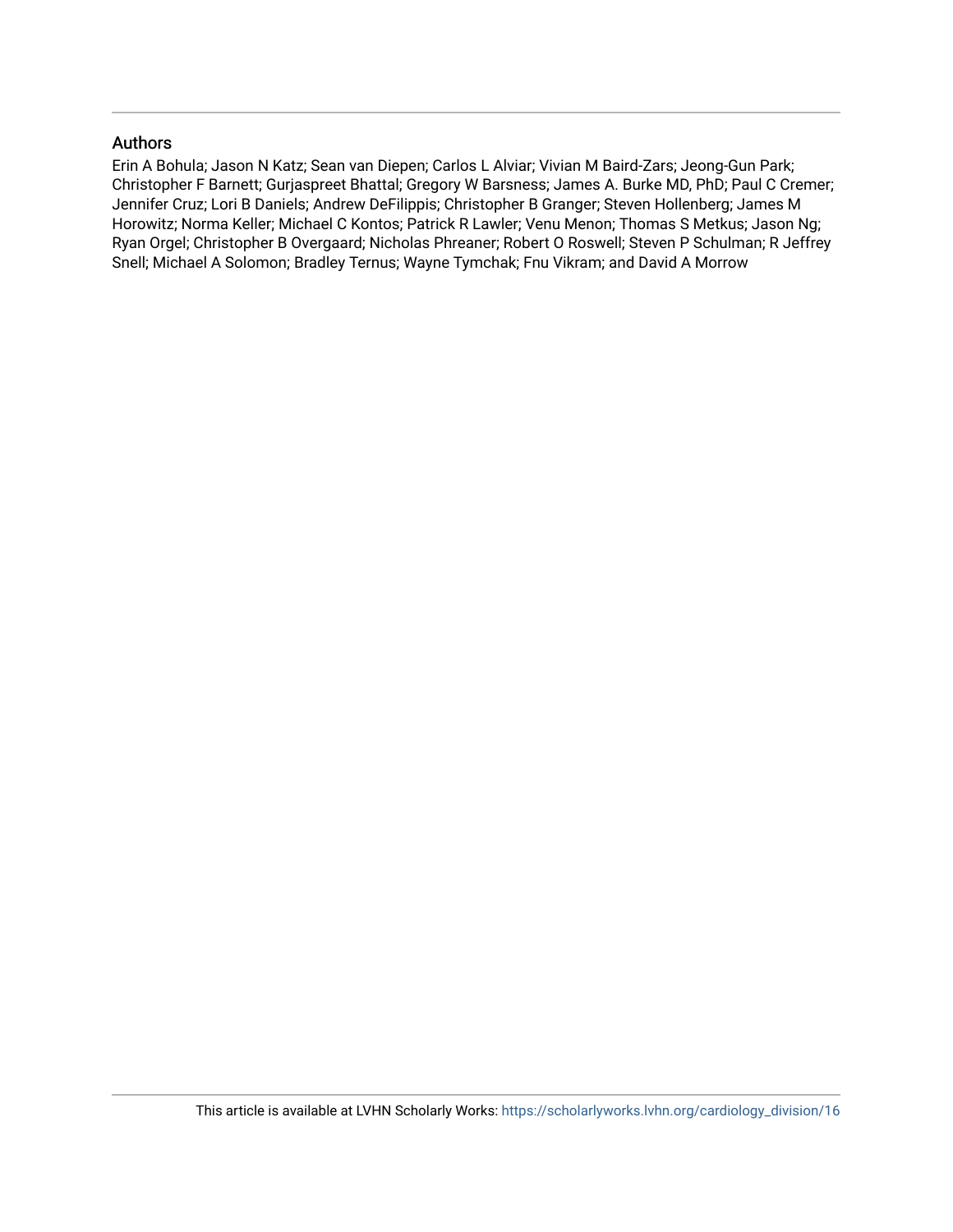## Authors

Erin A Bohula; Jason N Katz; Sean van Diepen; Carlos L Alviar; Vivian M Baird-Zars; Jeong-Gun Park; Christopher F Barnett; Gurjaspreet Bhattal; Gregory W Barsness; James A. Burke MD, PhD; Paul C Cremer; Jennifer Cruz; Lori B Daniels; Andrew DeFilippis; Christopher B Granger; Steven Hollenberg; James M Horowitz; Norma Keller; Michael C Kontos; Patrick R Lawler; Venu Menon; Thomas S Metkus; Jason Ng; Ryan Orgel; Christopher B Overgaard; Nicholas Phreaner; Robert O Roswell; Steven P Schulman; R Jeffrey Snell; Michael A Solomon; Bradley Ternus; Wayne Tymchak; Fnu Vikram; and David A Morrow

This article is available at LVHN Scholarly Works: https://scholarlyworks.lvhn.org/cardiology_division/16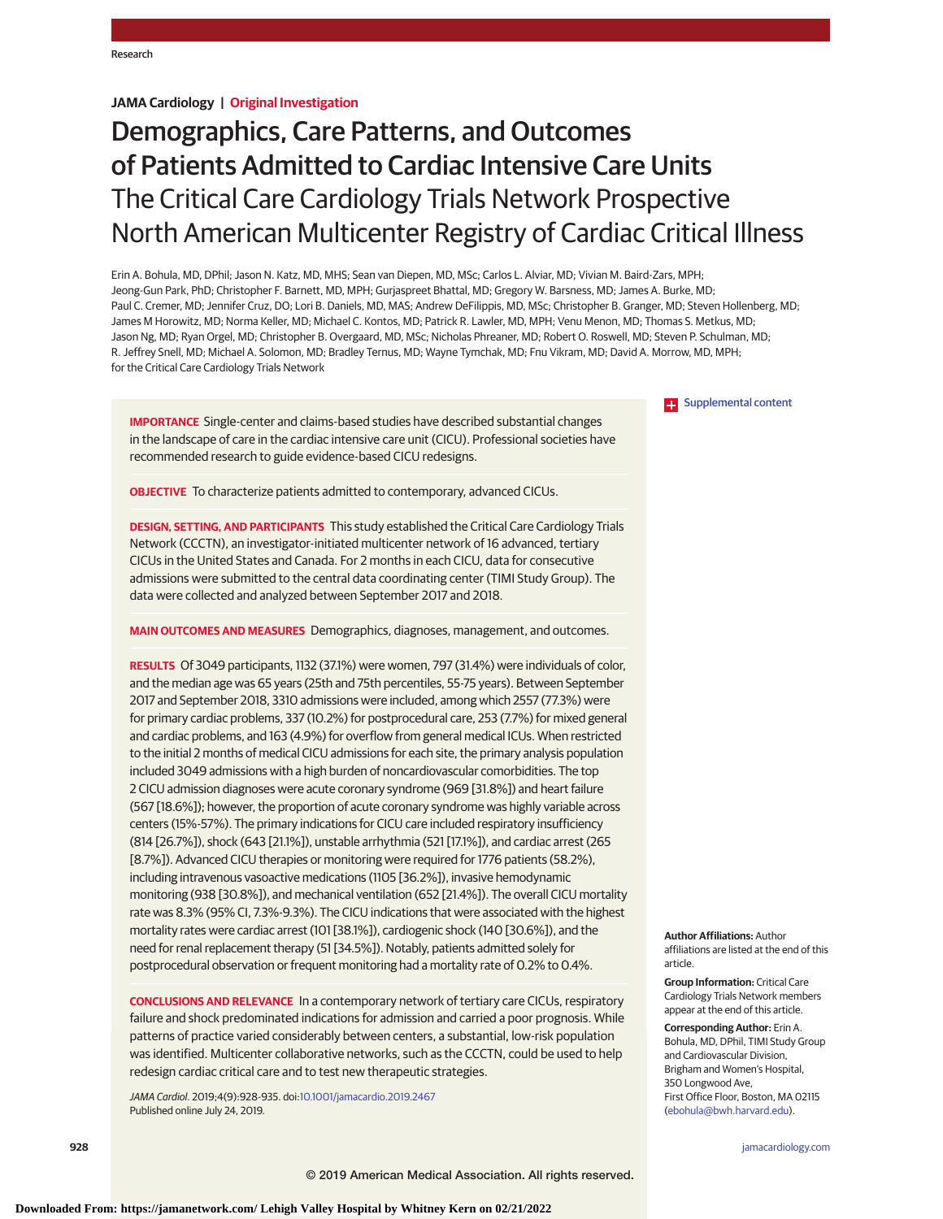JAMA Cardiology | **Original Investigation**

# Demographics, Care Patterns, and Outcomes of Patients Admitted to Cardiac Intensive Care Units

## The Critical Care Cardiology Trials Network Prospective North American Multicenter Registry of Cardiac Critical Illness

Erin A. Bohula, MD, DPhil; Jason N. Katz, MD, MHS; Sean van Diepen, MD, MSc; Carlos L. Alviar, MD; Vivian M. Baird-Zars, MPH; Jeong-Gun Park, PhD; Christopher F. Barnett, MD, MPH; Gurjaspreet Bhattal, MD; Gregory W. Barsness, MD; James A. Burke, MD; Paul C. Cremer, MD; Jennifer Cruz, DO; Lori B. Daniels, MD, MAS; Andrew DeFilippis, MD, MSc; Christopher B. Granger, MD; Steven Hollenberg, MD; James M Horowitz, MD; Norma Keller, MD; Michael C. Kontos, MD; Patrick R. Lawler, MD, MPH; Venu Menon, MD; Thomas S. Metkus, MD; Jason Ng, MD; Ryan Orgel, MD; Christopher B. Overgaard, MD, MSc; Nicholas Phreaner, MD; Robert O. Roswell, MD; Steven P. Schulman, MD; R. Jeffrey Snell, MD; Michael A. Solomon, MD; Bradley Ternus, MD; Wayne Tymchak, MD; Fnu Vikram, MD; David A. Morrow, MD, MPH; for the Critical Care Cardiology Trials Network

**IMPORTANCE** Single-center and claims-based studies have described substantial changes in the landscape of care in the cardiac intensive care unit (CICU). Professional societies have recommended research to guide evidence-based CICU redesigns.

**OBJECTIVE** To characterize patients admitted to contemporary, advanced CICUs.

**DESIGN, SETTING, AND PARTICIPANTS** This study established the Critical Care Cardiology Trials Network (CCCTN), an investigator-initiated multicenter network of 16 advanced, tertiary CICUs in the United States and Canada. For 2 months in each CICU, data for consecutive admissions were submitted to the central data coordinating center (TIMI Study Group). The data were collected and analyzed between September 2017 and 2018.

**MAIN OUTCOMES AND MEASURES** Demographics, diagnoses, management, and outcomes.

**RESULTS** Of 3049 participants, 1132 (37.1%) were women, 797 (31.4%) were individuals of color, and the median age was 65 years (25th and 75th percentiles, 55-75 years). Between September 2017 and September 2018, 3310 admissions were included, among which 2557 (77.3%) were for primary cardiac problems, 337 (10.2%) for postprocedural care, 253 (7.7%) for mixed general and cardiac problems, and 163 (4.9%) for overflow from general medical ICUs. When restricted to the initial 2 months of medical CICU admissions for each site, the primary analysis population included 3049 admissions with a high burden of noncardiovascular comorbidities. The top 2 CICU admission diagnoses were acute coronary syndrome (969 [31.8%]) and heart failure (567 [18.6%]); however, the proportion of acute coronary syndrome was highly variable across centers (15%-57%). The primary indications for CICU care included respiratory insufficiency (814 [26.7%]), shock (643 [21.1%]), unstable arrhythmia (521 [17.1%]), and cardiac arrest (265 [8.7%]). Advanced CICU therapies or monitoring were required for 1776 patients (58.2%), including intravenous vasoactive medications (1105 [36.2%]), invasive hemodynamic monitoring (938 [30.8%]), and mechanical ventilation (652 [21.4%]). The overall CICU mortality rate was 8.3% (95% CI, 7.3%-9.3%). The CICU indications that were associated with the highest mortality rates were cardiac arrest (101 [38.1%]), cardiogenic shock (140 [30.6%]), and the need for renal replacement therapy (51 [34.5%]). Notably, patients admitted solely for postprocedural observation or frequent monitoring had a mortality rate of 0.2% to 0.4%.

**CONCLUSIONS AND RELEVANCE** In a contemporary network of tertiary care CICUs, respiratory failure and shock predominated indications for admission and carried a poor prognosis. While patterns of practice varied considerably between centers, a substantial, low-risk population was identified. Multicenter collaborative networks, such as the CCCTN, could be used to help redesign cardiac critical care and to test new therapeutic strategies.

*JAMA Cardiol*. 2019;4(9):928-935. doi:10.1001/jamacardio.2019.2467
Published online July 24, 2019.

Supplemental content

**Author Affiliations:** Author affiliations are listed at the end of this article.

**Group Information:** Critical Care Cardiology Trials Network members appear at the end of this article.

**Corresponding Author:** Erin A. Bohula, MD, DPhil, TIMI Study Group and Cardiovascular Division, Brigham and Women's Hospital, 350 Longwood Ave, First Office Floor, Boston, MA 02115 (ebohula@bwh.harvard.edu).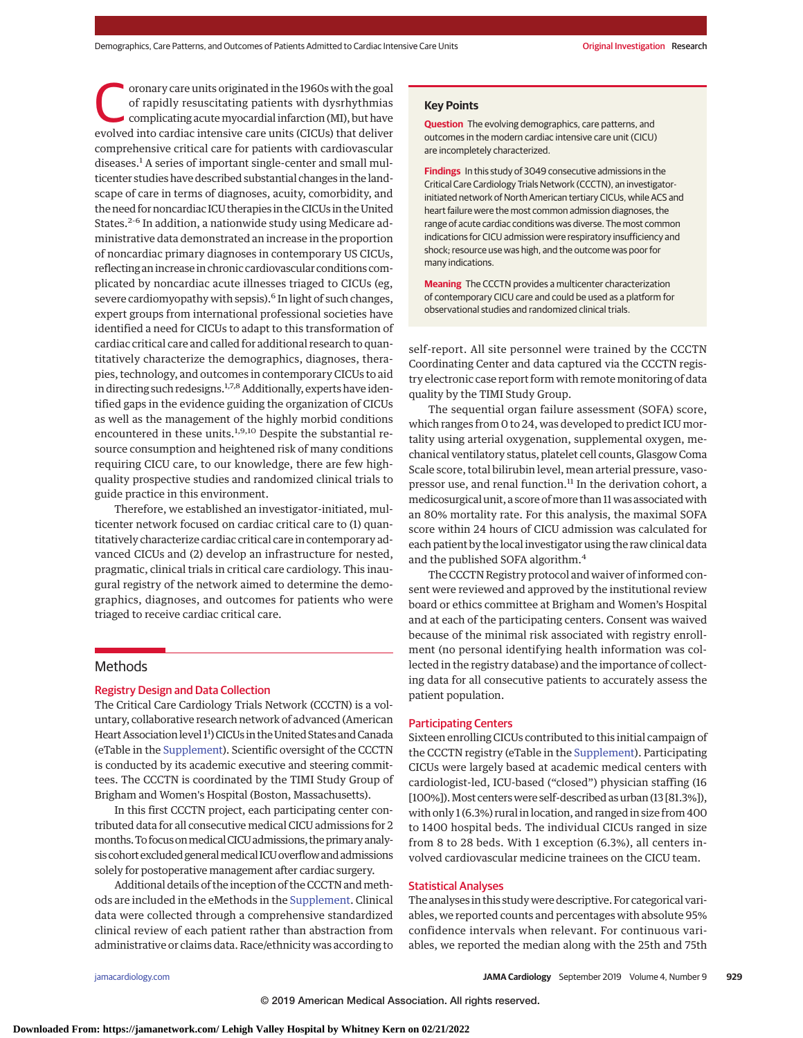Coronary care units originated in the 1960s with the goal of rapidly resuscitating patients with dysrhythmias complicating acute myocardial infarction (MI), but have evolved into cardiac intensive care units (CICUs) that deliver comprehensive critical care for patients with cardiovascular diseases.[1] A series of important single-center and small multicenter studies have described substantial changes in the landscape of care in terms of diagnoses, acuity, comorbidity, and the need for noncardiac ICU therapies in the CICUs in the United States.[2-6] In addition, a nationwide study using Medicare administrative data demonstrated an increase in the proportion of noncardiac primary diagnoses in contemporary US CICUs, reflecting an increase in chronic cardiovascular conditions complicated by noncardiac acute illnesses triaged to CICUs (eg, severe cardiomyopathy with sepsis).[6] In light of such changes, expert groups from international professional societies have identified a need for CICUs to adapt to this transformation of cardiac critical care and called for additional research to quantitatively characterize the demographics, diagnoses, therapies, technology, and outcomes in contemporary CICUs to aid in directing such redesigns.[1,7,8] Additionally, experts have identified gaps in the evidence guiding the organization of CICUs as well as the management of the highly morbid conditions encountered in these units.[1,9,10] Despite the substantial resource consumption and heightened risk of many conditions requiring CICU care, to our knowledge, there are few high-quality prospective studies and randomized clinical trials to guide practice in this environment.

Therefore, we established an investigator-initiated, multicenter network focused on cardiac critical care to (1) quantitatively characterize cardiac critical care in contemporary advanced CICUs and (2) develop an infrastructure for nested, pragmatic, clinical trials in critical care cardiology. This inaugural registry of the network aimed to determine the demographics, diagnoses, and outcomes for patients who were triaged to receive cardiac critical care.

> **Key Points**
>
> **Question** The evolving demographics, care patterns, and outcomes in the modern cardiac intensive care unit (CICU) are incompletely characterized.
>
> **Findings** In this study of 3049 consecutive admissions in the Critical Care Cardiology Trials Network (CCCTN), an investigator-initiated network of North American tertiary CICUs, while ACS and heart failure were the most common admission diagnoses, the range of acute cardiac conditions was diverse. The most common indications for CICU admission were respiratory insufficiency and shock; resource use was high, and the outcome was poor for many indications.
>
> **Meaning** The CCCTN provides a multicenter characterization of contemporary CICU care and could be used as a platform for observational studies and randomized clinical trials.

## Methods

### Registry Design and Data Collection

The Critical Care Cardiology Trials Network (CCCTN) is a voluntary, collaborative research network of advanced (American Heart Association level 1[1]) CICUs in the United States and Canada (eTable in the Supplement). Scientific oversight of the CCCTN is conducted by its academic executive and steering committees. The CCCTN is coordinated by the TIMI Study Group of Brigham and Women's Hospital (Boston, Massachusetts).

In this first CCCTN project, each participating center contributed data for all consecutive medical CICU admissions for 2 months. To focus on medical CICU admissions, the primary analysis cohort excluded general medical ICU overflow and admissions solely for postoperative management after cardiac surgery.

Additional details of the inception of the CCCTN and methods are included in the eMethods in the Supplement. Clinical data were collected through a comprehensive standardized clinical review of each patient rather than abstraction from administrative or claims data. Race/ethnicity was according to self-report. All site personnel were trained by the CCCTN Coordinating Center and data captured via the CCCTN registry electronic case report form with remote monitoring of data quality by the TIMI Study Group.

The sequential organ failure assessment (SOFA) score, which ranges from 0 to 24, was developed to predict ICU mortality using arterial oxygenation, supplemental oxygen, mechanical ventilatory status, platelet cell counts, Glasgow Coma Scale score, total bilirubin level, mean arterial pressure, vasopressor use, and renal function.[11] In the derivation cohort, a medicosurgical unit, a score of more than 11 was associated with an 80% mortality rate. For this analysis, the maximal SOFA score within 24 hours of CICU admission was calculated for each patient by the local investigator using the raw clinical data and the published SOFA algorithm.[4]

The CCCTN Registry protocol and waiver of informed consent were reviewed and approved by the institutional review board or ethics committee at Brigham and Women's Hospital and at each of the participating centers. Consent was waived because of the minimal risk associated with registry enrollment (no personal identifying health information was collected in the registry database) and the importance of collecting data for all consecutive patients to accurately assess the patient population.

### Participating Centers

Sixteen enrolling CICUs contributed to this initial campaign of the CCCTN registry (eTable in the Supplement). Participating CICUs were largely based at academic medical centers with cardiologist-led, ICU-based ("closed") physician staffing (16 [100%]). Most centers were self-described as urban (13 [81.3%]), with only 1 (6.3%) rural in location, and ranged in size from 400 to 1400 hospital beds. The individual CICUs ranged in size from 8 to 28 beds. With 1 exception (6.3%), all centers involved cardiovascular medicine trainees on the CICU team.

### Statistical Analyses

The analyses in this study were descriptive. For categorical variables, we reported counts and percentages with absolute 95% confidence intervals when relevant. For continuous variables, we reported the median along with the 25th and 75th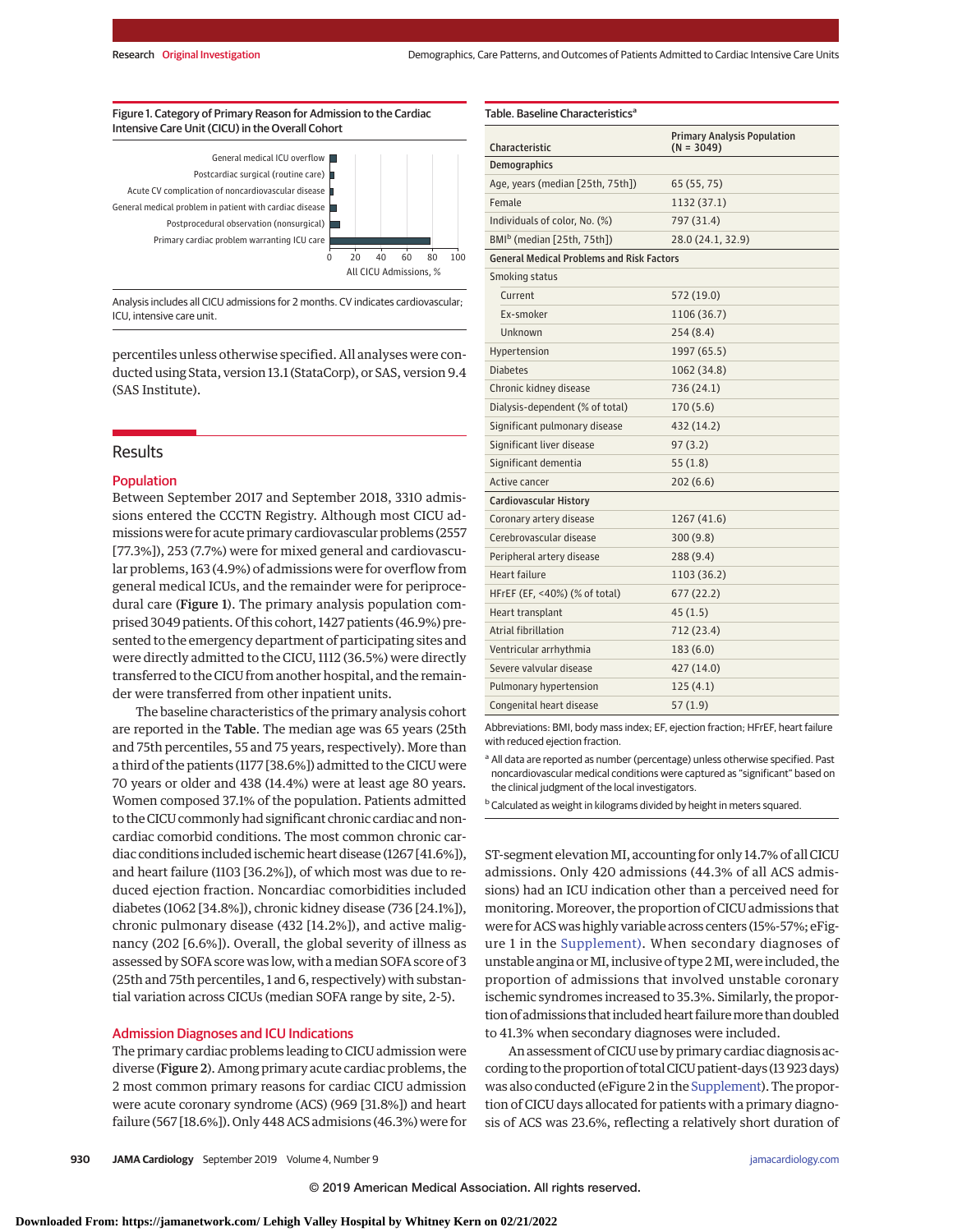Figure 1. Category of Primary Reason for Admission to the Cardiac Intensive Care Unit (CICU) in the Overall Cohort

Analysis includes all CICU admissions for 2 months. CV indicates cardiovascular; ICU, intensive care unit.

percentiles unless otherwise specified. All analyses were conducted using Stata, version 13.1 (StataCorp), or SAS, version 9.4 (SAS Institute).

## Results

### Population

Between September 2017 and September 2018, 3310 admissions entered the CCCTN Registry. Although most CICU admissions were for acute primary cardiovascular problems (2557 [77.3%]), 253 (7.7%) were for mixed general and cardiovascular problems, 163 (4.9%) of admissions were for overflow from general medical ICUs, and the remainder were for periprocedural care (**Figure 1**). The primary analysis population comprised 3049 patients. Of this cohort, 1427 patients (46.9%) presented to the emergency department of participating sites and were directly admitted to the CICU, 1112 (36.5%) were directly transferred to the CICU from another hospital, and the remainder were transferred from other inpatient units.

The baseline characteristics of the primary analysis cohort are reported in the **Table**. The median age was 65 years (25th and 75th percentiles, 55 and 75 years, respectively). More than a third of the patients (1177 [38.6%]) admitted to the CICU were 70 years or older and 438 (14.4%) were at least age 80 years. Women composed 37.1% of the population. Patients admitted to the CICU commonly had significant chronic cardiac and noncardiac comorbid conditions. The most common chronic cardiac conditions included ischemic heart disease (1267 [41.6%]), and heart failure (1103 [36.2%]), of which most was due to reduced ejection fraction. Noncardiac comorbidities included diabetes (1062 [34.8%]), chronic kidney disease (736 [24.1%]), chronic pulmonary disease (432 [14.2%]), and active malignancy (202 [6.6%]). Overall, the global severity of illness as assessed by SOFA score was low, with a median SOFA score of 3 (25th and 75th percentiles, 1 and 6, respectively) with substantial variation across CICUs (median SOFA range by site, 2-5).

Table. Baseline Characteristics[a]

| Characteristic | Primary Analysis Population (N = 3049) |
|---|---|
| **Demographics** | |
| Age, years (median [25th, 75th]) | 65 (55, 75) |
| Female | 1132 (37.1) |
| Individuals of color, No. (%) | 797 (31.4) |
| BMI[b] (median [25th, 75th]) | 28.0 (24.1, 32.9) |
| **General Medical Problems and Risk Factors** | |
| Smoking status | |
| Current | 572 (19.0) |
| Ex-smoker | 1106 (36.7) |
| Unknown | 254 (8.4) |
| Hypertension | 1997 (65.5) |
| Diabetes | 1062 (34.8) |
| Chronic kidney disease | 736 (24.1) |
| Dialysis-dependent (% of total) | 170 (5.6) |
| Significant pulmonary disease | 432 (14.2) |
| Significant liver disease | 97 (3.2) |
| Significant dementia | 55 (1.8) |
| Active cancer | 202 (6.6) |
| **Cardiovascular History** | |
| Coronary artery disease | 1267 (41.6) |
| Cerebrovascular disease | 300 (9.8) |
| Peripheral artery disease | 288 (9.4) |
| Heart failure | 1103 (36.2) |
| HFrEF (EF, <40%) (% of total) | 677 (22.2) |
| Heart transplant | 45 (1.5) |
| Atrial fibrillation | 712 (23.4) |
| Ventricular arrhythmia | 183 (6.0) |
| Severe valvular disease | 427 (14.0) |
| Pulmonary hypertension | 125 (4.1) |
| Congenital heart disease | 57 (1.9) |

Abbreviations: BMI, body mass index; EF, ejection fraction; HFrEF, heart failure with reduced ejection fraction.

[a] All data are reported as number (percentage) unless otherwise specified. Past noncardiovascular medical conditions were captured as "significant" based on the clinical judgment of the local investigators.

[b] Calculated as weight in kilograms divided by height in meters squared.

### Admission Diagnoses and ICU Indications

The primary cardiac problems leading to CICU admission were diverse (**Figure 2**). Among primary acute cardiac problems, the 2 most common primary reasons for cardiac CICU admission were acute coronary syndrome (ACS) (969 [31.8%]) and heart failure (567 [18.6%]). Only 448 ACS admisions (46.3%) were for ST-segment elevation MI, accounting for only 14.7% of all CICU admissions. Only 420 admissions (44.3% of all ACS admissions) had an ICU indication other than a perceived need for monitoring. Moreover, the proportion of CICU admissions that were for ACS was highly variable across centers (15%-57%; eFigure 1 in the Supplement). When secondary diagnoses of unstable angina or MI, inclusive of type 2 MI, were included, the proportion of admissions that involved unstable coronary ischemic syndromes increased to 35.3%. Similarly, the proportion of admissions that included heart failure more than doubled to 41.3% when secondary diagnoses were included.

An assessment of CICU use by primary cardiac diagnosis according to the proportion of total CICU patient-days (13 923 days) was also conducted (eFigure 2 in the Supplement). The proportion of CICU days allocated for patients with a primary diagnosis of ACS was 23.6%, reflecting a relatively short duration of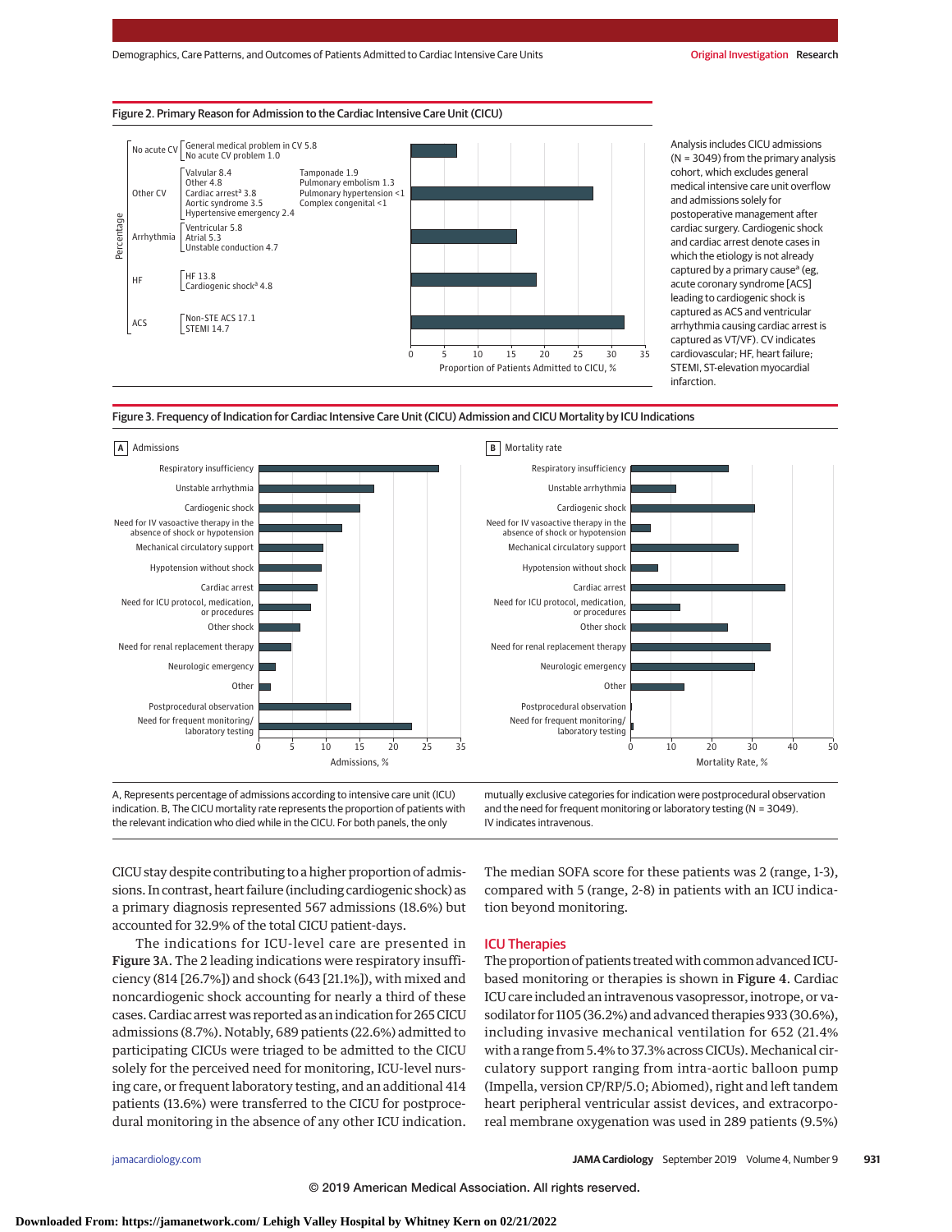Figure 2. Primary Reason for Admission to the Cardiac Intensive Care Unit (CICU)

| Category | Subcategories (Percentage) |
|---|---|
| No acute CV | General medical problem in CV 5.8; No acute CV problem 1.0 |
| Other CV | Valvular 8.4; Other 4.8; Cardiac arrest[a] 3.8; Aortic syndrome 3.5; Hypertensive emergency 2.4; Tamponade 1.9; Pulmonary embolism 1.3; Pulmonary hypertension <1; Complex congenital <1 |
| Arrhythmia | Ventricular 5.8; Atrial 5.3; Unstable conduction 4.7 |
| HF | HF 13.8; Cardiogenic shock[a] 4.8 |
| ACS | Non-STE ACS 17.1; STEMI 14.7 |

Analysis includes CICU admissions (N = 3049) from the primary analysis cohort, which excludes general medical intensive care unit overflow and admissions solely for postoperative management after cardiac surgery. Cardiogenic shock and cardiac arrest denote cases in which the etiology is not already captured by a primary cause[a] (eg, acute coronary syndrome [ACS] leading to cardiogenic shock is captured as ACS and ventricular arrhythmia causing cardiac arrest is captured as VT/VF). CV indicates cardiovascular; HF, heart failure; STEMI, ST-elevation myocardial infarction.

Figure 3. Frequency of Indication for Cardiac Intensive Care Unit (CICU) Admission and CICU Mortality by ICU Indications

A, Represents percentage of admissions according to intensive care unit (ICU) indication. B, The CICU mortality rate represents the proportion of patients with the relevant indication who died while in the CICU. For both panels, the only mutually exclusive categories for indication were postprocedural observation and the need for frequent monitoring or laboratory testing (N = 3049). IV indicates intravenous.

CICU stay despite contributing to a higher proportion of admissions. In contrast, heart failure (including cardiogenic shock) as a primary diagnosis represented 567 admissions (18.6%) but accounted for 32.9% of the total CICU patient-days.

The indications for ICU-level care are presented in **Figure 3**A. The 2 leading indications were respiratory insufficiency (814 [26.7%]) and shock (643 [21.1%]), with mixed and noncardiogenic shock accounting for nearly a third of these cases. Cardiac arrest was reported as an indication for 265 CICU admissions (8.7%). Notably, 689 patients (22.6%) admitted to participating CICUs were triaged to be admitted to the CICU solely for the perceived need for monitoring, ICU-level nursing care, or frequent laboratory testing, and an additional 414 patients (13.6%) were transferred to the CICU for postprocedural monitoring in the absence of any other ICU indication. The median SOFA score for these patients was 2 (range, 1-3), compared with 5 (range, 2-8) in patients with an ICU indication beyond monitoring.

## ICU Therapies

The proportion of patients treated with common advanced ICU-based monitoring or therapies is shown in **Figure 4**. Cardiac ICU care included an intravenous vasopressor, inotrope, or vasodilator for 1105 (36.2%) and advanced therapies 933 (30.6%), including invasive mechanical ventilation for 652 (21.4% with a range from 5.4% to 37.3% across CICUs). Mechanical circulatory support ranging from intra-aortic balloon pump (Impella, version CP/RP/5.0; Abiomed), right and left tandem heart peripheral ventricular assist devices, and extracorporeal membrane oxygenation was used in 289 patients (9.5%)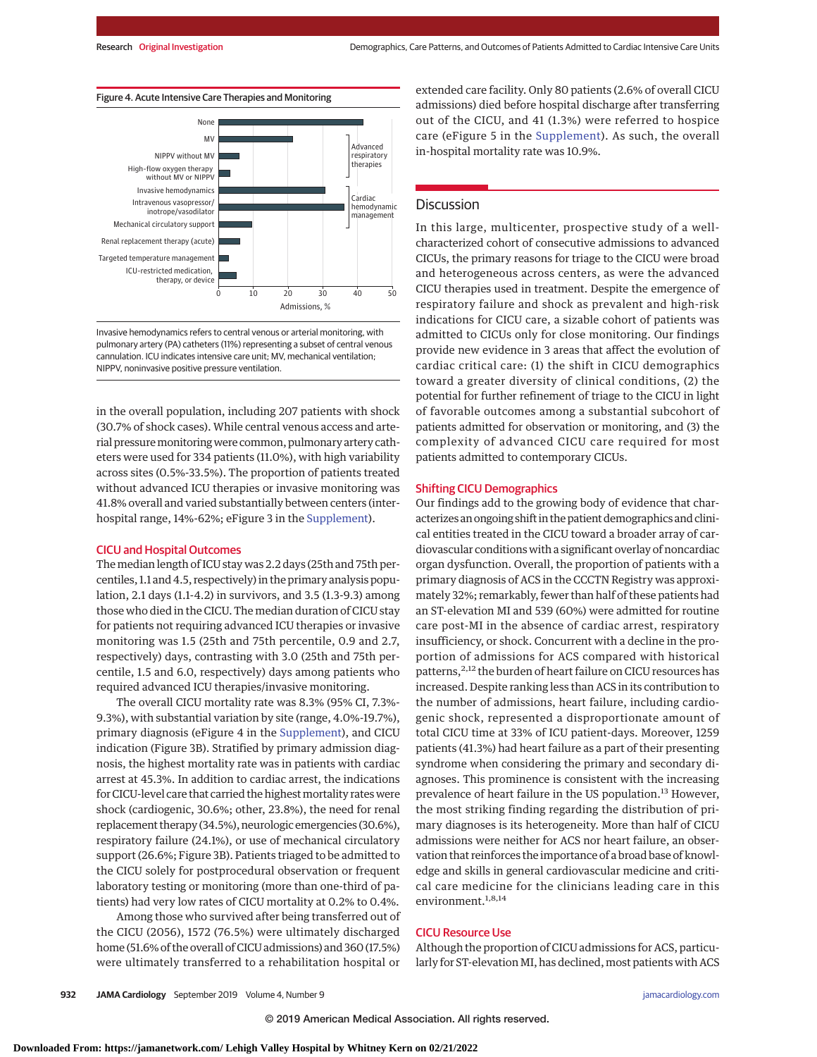Figure 4. Acute Intensive Care Therapies and Monitoring

Invasive hemodynamics refers to central venous or arterial monitoring, with pulmonary artery (PA) catheters (11%) representing a subset of central venous cannulation. ICU indicates intensive care unit; MV, mechanical ventilation; NIPPV, noninvasive positive pressure ventilation.

in the overall population, including 207 patients with shock (30.7% of shock cases). While central venous access and arterial pressure monitoring were common, pulmonary artery catheters were used for 334 patients (11.0%), with high variability across sites (0.5%-33.5%). The proportion of patients treated without advanced ICU therapies or invasive monitoring was 41.8% overall and varied substantially between centers (interhospital range, 14%-62%; eFigure 3 in the Supplement).

### CICU and Hospital Outcomes

The median length of ICU stay was 2.2 days (25th and 75th percentiles, 1.1 and 4.5, respectively) in the primary analysis population, 2.1 days (1.1-4.2) in survivors, and 3.5 (1.3-9.3) among those who died in the CICU. The median duration of CICU stay for patients not requiring advanced ICU therapies or invasive monitoring was 1.5 (25th and 75th percentile, 0.9 and 2.7, respectively) days, contrasting with 3.0 (25th and 75th percentile, 1.5 and 6.0, respectively) days among patients who required advanced ICU therapies/invasive monitoring.

The overall CICU mortality rate was 8.3% (95% CI, 7.3%-9.3%), with substantial variation by site (range, 4.0%-19.7%), primary diagnosis (eFigure 4 in the Supplement), and CICU indication (Figure 3B). Stratified by primary admission diagnosis, the highest mortality rate was in patients with cardiac arrest at 45.3%. In addition to cardiac arrest, the indications for CICU-level care that carried the highest mortality rates were shock (cardiogenic, 30.6%; other, 23.8%), the need for renal replacement therapy (34.5%), neurologic emergencies (30.6%), respiratory failure (24.1%), or use of mechanical circulatory support (26.6%; Figure 3B). Patients triaged to be admitted to the CICU solely for postprocedural observation or frequent laboratory testing or monitoring (more than one-third of patients) had very low rates of CICU mortality at 0.2% to 0.4%.

Among those who survived after being transferred out of the CICU (2056), 1572 (76.5%) were ultimately discharged home (51.6% of the overall of CICU admissions) and 360 (17.5%) were ultimately transferred to a rehabilitation hospital or extended care facility. Only 80 patients (2.6% of overall CICU admissions) died before hospital discharge after transferring out of the CICU, and 41 (1.3%) were referred to hospice care (eFigure 5 in the Supplement). As such, the overall in-hospital mortality rate was 10.9%.

## Discussion

In this large, multicenter, prospective study of a well-characterized cohort of consecutive admissions to advanced CICUs, the primary reasons for triage to the CICU were broad and heterogeneous across centers, as were the advanced CICU therapies used in treatment. Despite the emergence of respiratory failure and shock as prevalent and high-risk indications for CICU care, a sizable cohort of patients was admitted to CICUs only for close monitoring. Our findings provide new evidence in 3 areas that affect the evolution of cardiac critical care: (1) the shift in CICU demographics toward a greater diversity of clinical conditions, (2) the potential for further refinement of triage to the CICU in light of favorable outcomes among a substantial subcohort of patients admitted for observation or monitoring, and (3) the complexity of advanced CICU care required for most patients admitted to contemporary CICUs.

### Shifting CICU Demographics

Our findings add to the growing body of evidence that characterizes an ongoing shift in the patient demographics and clinical entities treated in the CICU toward a broader array of cardiovascular conditions with a significant overlay of noncardiac organ dysfunction. Overall, the proportion of patients with a primary diagnosis of ACS in the CCCTN Registry was approximately 32%; remarkably, fewer than half of these patients had an ST-elevation MI and 539 (60%) were admitted for routine care post-MI in the absence of cardiac arrest, respiratory insufficiency, or shock. Concurrent with a decline in the proportion of admissions for ACS compared with historical patterns,[2,12] the burden of heart failure on CICU resources has increased. Despite ranking less than ACS in its contribution to the number of admissions, heart failure, including cardiogenic shock, represented a disproportionate amount of total CICU time at 33% of ICU patient-days. Moreover, 1259 patients (41.3%) had heart failure as a part of their presenting syndrome when considering the primary and secondary diagnoses. This prominence is consistent with the increasing prevalence of heart failure in the US population.[13] However, the most striking finding regarding the distribution of primary diagnoses is its heterogeneity. More than half of CICU admissions were neither for ACS nor heart failure, an observation that reinforces the importance of a broad base of knowledge and skills in general cardiovascular medicine and critical care medicine for the clinicians leading care in this environment.[1,8,14]

### CICU Resource Use

Although the proportion of CICU admissions for ACS, particularly for ST-elevation MI, has declined, most patients with ACS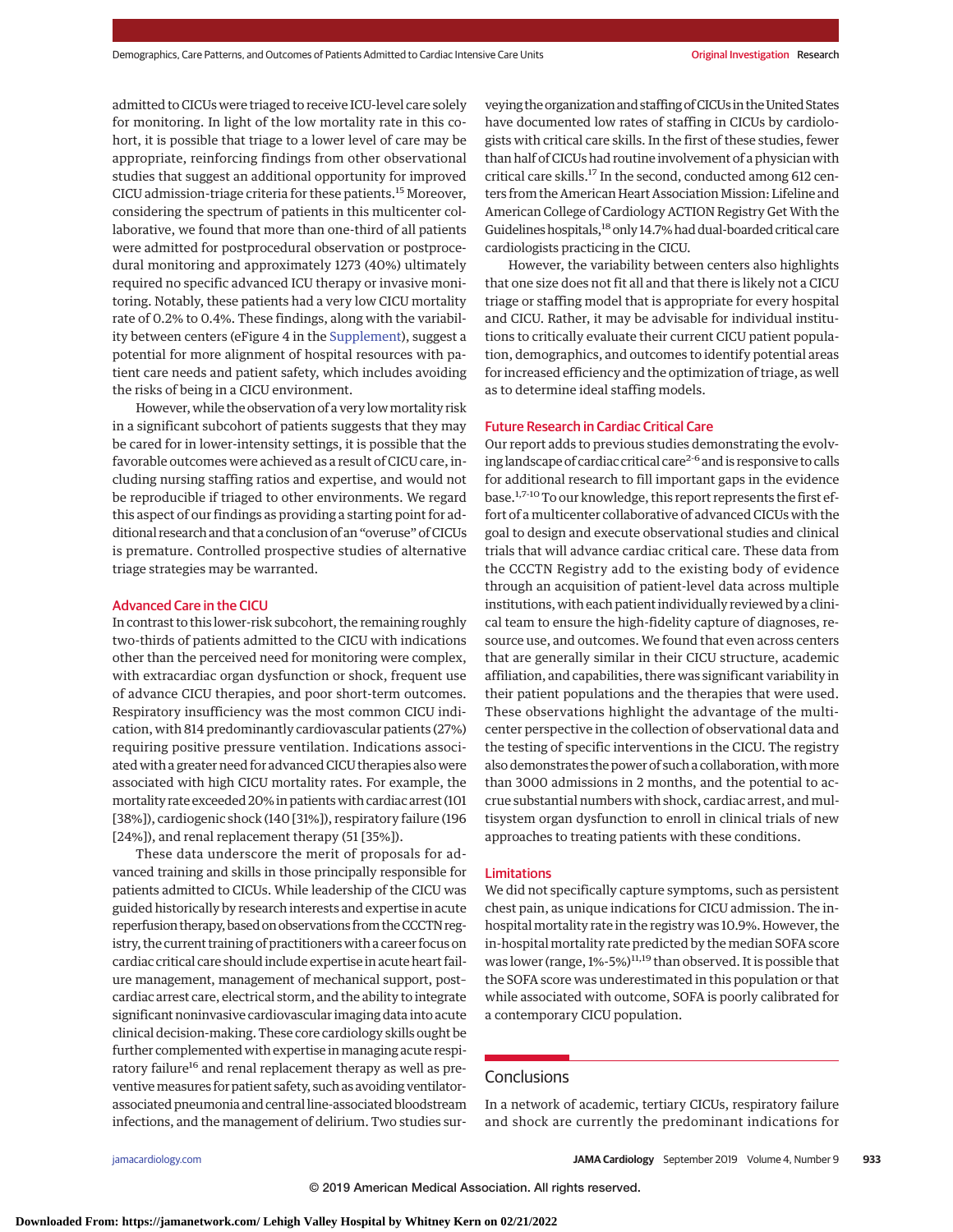admitted to CICUs were triaged to receive ICU-level care solely for monitoring. In light of the low mortality rate in this cohort, it is possible that triage to a lower level of care may be appropriate, reinforcing findings from other observational studies that suggest an additional opportunity for improved CICU admission-triage criteria for these patients.[15] Moreover, considering the spectrum of patients in this multicenter collaborative, we found that more than one-third of all patients were admitted for postprocedural observation or postprocedural monitoring and approximately 1273 (40%) ultimately required no specific advanced ICU therapy or invasive monitoring. Notably, these patients had a very low CICU mortality rate of 0.2% to 0.4%. These findings, along with the variability between centers (eFigure 4 in the Supplement), suggest a potential for more alignment of hospital resources with patient care needs and patient safety, which includes avoiding the risks of being in a CICU environment.

However, while the observation of a very low mortality risk in a significant subcohort of patients suggests that they may be cared for in lower-intensity settings, it is possible that the favorable outcomes were achieved as a result of CICU care, including nursing staffing ratios and expertise, and would not be reproducible if triaged to other environments. We regard this aspect of our findings as providing a starting point for additional research and that a conclusion of an "overuse" of CICUs is premature. Controlled prospective studies of alternative triage strategies may be warranted.

## Advanced Care in the CICU

In contrast to this lower-risk subcohort, the remaining roughly two-thirds of patients admitted to the CICU with indications other than the perceived need for monitoring were complex, with extracardiac organ dysfunction or shock, frequent use of advance CICU therapies, and poor short-term outcomes. Respiratory insufficiency was the most common CICU indication, with 814 predominantly cardiovascular patients (27%) requiring positive pressure ventilation. Indications associated with a greater need for advanced CICU therapies also were associated with high CICU mortality rates. For example, the mortality rate exceeded 20% in patients with cardiac arrest (101 [38%]), cardiogenic shock (140 [31%]), respiratory failure (196 [24%]), and renal replacement therapy (51 [35%]).

These data underscore the merit of proposals for advanced training and skills in those principally responsible for patients admitted to CICUs. While leadership of the CICU was guided historically by research interests and expertise in acute reperfusion therapy, based on observations from the CCCTN registry, the current training of practitioners with a career focus on cardiac critical care should include expertise in acute heart failure management, management of mechanical support, post–cardiac arrest care, electrical storm, and the ability to integrate significant noninvasive cardiovascular imaging data into acute clinical decision-making. These core cardiology skills ought be further complemented with expertise in managing acute respiratory failure[16] and renal replacement therapy as well as preventive measures for patient safety, such as avoiding ventilator-associated pneumonia and central line-associated bloodstream infections, and the management of delirium. Two studies surveying the organization and staffing of CICUs in the United States have documented low rates of staffing in CICUs by cardiologists with critical care skills. In the first of these studies, fewer than half of CICUs had routine involvement of a physician with critical care skills.[17] In the second, conducted among 612 centers from the American Heart Association Mission: Lifeline and American College of Cardiology ACTION Registry Get With the Guidelines hospitals,[18] only 14.7% had dual-boarded critical care cardiologists practicing in the CICU.

However, the variability between centers also highlights that one size does not fit all and that there is likely not a CICU triage or staffing model that is appropriate for every hospital and CICU. Rather, it may be advisable for individual institutions to critically evaluate their current CICU patient population, demographics, and outcomes to identify potential areas for increased efficiency and the optimization of triage, as well as to determine ideal staffing models.

## Future Research in Cardiac Critical Care

Our report adds to previous studies demonstrating the evolving landscape of cardiac critical care[2-6] and is responsive to calls for additional research to fill important gaps in the evidence base.[1,7-10] To our knowledge, this report represents the first effort of a multicenter collaborative of advanced CICUs with the goal to design and execute observational studies and clinical trials that will advance cardiac critical care. These data from the CCCTN Registry add to the existing body of evidence through an acquisition of patient-level data across multiple institutions, with each patient individually reviewed by a clinical team to ensure the high-fidelity capture of diagnoses, resource use, and outcomes. We found that even across centers that are generally similar in their CICU structure, academic affiliation, and capabilities, there was significant variability in their patient populations and the therapies that were used. These observations highlight the advantage of the multicenter perspective in the collection of observational data and the testing of specific interventions in the CICU. The registry also demonstrates the power of such a collaboration, with more than 3000 admissions in 2 months, and the potential to accrue substantial numbers with shock, cardiac arrest, and multisystem organ dysfunction to enroll in clinical trials of new approaches to treating patients with these conditions.

## Limitations

We did not specifically capture symptoms, such as persistent chest pain, as unique indications for CICU admission. The in-hospital mortality rate in the registry was 10.9%. However, the in-hospital mortality rate predicted by the median SOFA score was lower (range, 1%-5%)[11,19] than observed. It is possible that the SOFA score was underestimated in this population or that while associated with outcome, SOFA is poorly calibrated for a contemporary CICU population.

# Conclusions

In a network of academic, tertiary CICUs, respiratory failure and shock are currently the predominant indications for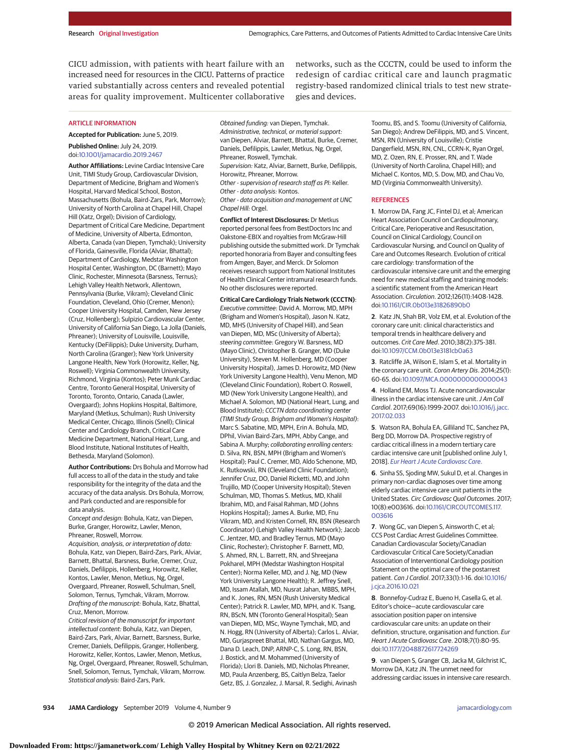CICU admission, with patients with heart failure with an increased need for resources in the CICU. Patterns of practice varied substantially across centers and revealed potential areas for quality improvement. Multicenter collaborative networks, such as the CCCTN, could be used to inform the redesign of cardiac critical care and launch pragmatic registry-based randomized clinical trials to test new strategies and devices.

## ARTICLE INFORMATION

**Accepted for Publication:** June 5, 2019.

**Published Online:** July 24, 2019. doi:10.1001/jamacardio.2019.2467

**Author Affiliations:** Levine Cardiac Intensive Care Unit, TIMI Study Group, Cardiovascular Division, Department of Medicine, Brigham and Women's Hospital, Harvard Medical School, Boston, Massachusetts (Bohula, Baird-Zars, Park, Morrow); University of North Carolina at Chapel Hill, Chapel Hill (Katz, Orgel); Division of Cardiology, Department of Critical Care Medicine, Department of Medicine, University of Alberta, Edmonton, Alberta, Canada (van Diepen, Tymchak); University of Florida, Gainesville, Florida (Alviar, Bhattal); Department of Cardiology, Medstar Washington Hospital Center, Washington, DC (Barnett); Mayo Clinic, Rochester, Minnesota (Barsness, Ternus); Lehigh Valley Health Network, Allentown, Pennsylvania (Burke, Vikram); Cleveland Clinic Foundation, Cleveland, Ohio (Cremer, Menon); Cooper University Hospital, Camden, New Jersey (Cruz, Hollenberg); Sulpizio Cardiovascular Center, University of California San Diego, La Jolla (Daniels, Phreaner); University of Louisville, Louisville, Kentucky (DeFilippis); Duke University, Durham, North Carolina (Granger); New York University Langone Health, New York (Horowitz, Keller, Ng, Roswell); Virginia Commonwealth University, Richmond, Virginia (Kontos); Peter Munk Cardiac Centre, Toronto General Hospital, University of Toronto, Toronto, Ontario, Canada (Lawler, Overgaard); Johns Hopkins Hospital, Baltimore, Maryland (Metkus, Schulman); Rush University Medical Center, Chicago, Illinois (Snell); Clinical Center and Cardiology Branch, Critical Care Medicine Department, National Heart, Lung, and Blood Institute, National Institutes of Health, Bethesda, Maryland (Solomon).

**Author Contributions:** Drs Bohula and Morrow had full access to all of the data in the study and take responsibility for the integrity of the data and the accuracy of the data analysis. Drs Bohula, Morrow, and Park conducted and are responsible for data analysis.

*Concept and design:* Bohula, Katz, van Diepen, Burke, Granger, Horowitz, Lawler, Menon, Phreaner, Roswell, Morrow.

*Acquisition, analysis, or interpretation of data:* Bohula, Katz, van Diepen, Baird-Zars, Park, Alviar, Barnett, Bhattal, Barsness, Burke, Cremer, Cruz, Daniels, Defilippis, Hollenberg, Horowitz, Keller, Kontos, Lawler, Menon, Metkus, Ng, Orgel, Overgaard, Phreaner, Roswell, Schulman, Snell, Solomon, Ternus, Tymchak, Vikram, Morrow.

*Drafting of the manuscript:* Bohula, Katz, Bhattal, Cruz, Menon, Morrow.

*Critical revision of the manuscript for important intellectual content:* Bohula, Katz, van Diepen, Baird-Zars, Park, Alviar, Barnett, Barsness, Burke, Cremer, Daniels, Defilippis, Granger, Hollenberg, Horowitz, Keller, Kontos, Lawler, Menon, Metkus, Ng, Orgel, Overgaard, Phreaner, Roswell, Schulman, Snell, Solomon, Ternus, Tymchak, Vikram, Morrow.

*Statistical analysis:* Baird-Zars, Park.

*Obtained funding:* van Diepen, Tymchak.

*Administrative, technical, or material support:* van Diepen, Alviar, Barnett, Bhattal, Burke, Cremer, Daniels, Defilippis, Lawler, Metkus, Ng, Orgel, Phreaner, Roswell, Tymchak.

*Supervision:* Katz, Alviar, Barnett, Burke, Defilippis, Horowitz, Phreaner, Morrow.

*Other - supervision of research staff as PI:* Keller.

*Other - data analysis:* Kontos.

*Other - data acquisition and management at UNC Chapel Hill:* Orgel.

**Conflict of Interest Disclosures:** Dr Metkus reported personal fees from BestDoctors Inc and Oakstone-EBIX and royalties from McGraw-Hill publishing outside the submitted work. Dr Tymchak reported honoraria from Bayer and consulting fees from Amgen, Bayer, and Merck. Dr Solomon receives research support from National Institutes of Health Clinical Center intramural research funds. No other disclosures were reported.

**Critical Care Cardiology Trials Network (CCCTN):** *Executive committee:* David A. Morrow, MD, MPH (Brigham and Women's Hospital), Jason N. Katz, MD, MHS (University of Chapel Hill), and Sean van Diepen, MD, MSc (University of Alberta); *steering committee:* Gregory W. Barsness, MD (Mayo Clinic), Christopher B. Granger, MD (Duke University), Steven M. Hollenberg, MD (Cooper University Hospital), James D. Horowitz, MD (New York University Langone Health), Venu Menon, MD (Cleveland Clinic Foundation), Robert O. Roswell, MD (New York University Langone Health), and Michael A. Solomon, MD (National Heart, Lung, and Blood Institute); *CCCTN data coordinating center (TIMI Study Group, Brigham and Women's Hospital):* Marc S. Sabatine, MD, MPH, Erin A. Bohula, MD, DPhil, Vivian Baird-Zars, MPH, Abby Cange, and Sabina A. Murphy; *collaborating enrolling centers:* D. Silva, RN, BSN, MPH (Brigham and Women's Hospital); Paul C. Cremer, MD, Aldo Schenone, MD, K. Rutkowski, RN (Cleveland Clinic Foundation); Jennifer Cruz, DO, Daniel Ricketti, MD, and John Trujillo, MD (Cooper University Hospital); Steven Schulman, MD, Thomas S. Metkus, MD, Khalil Ibrahim, MD, and Faisal Rahman, MD (Johns Hopkins Hospital); James A. Burke, MD, Fnu Vikram, MD, and Kristen Cornell, RN, BSN (Research Coordinator) (Lehigh Valley Health Network); Jacob C. Jentzer, MD, and Bradley Ternus, MD (Mayo Clinic, Rochester); Christopher F. Barnett, MD, S. Ahmed, RN, L. Barrett, RN, and Shreejana Pokharel, MPH (Medstar Washington Hospital Center); Norma Keller, MD, and J. Ng, MD (New York University Langone Health); R. Jeffrey Snell, MD, Issam Atallah, MD, Nusrat Jahan, MBBS, MPH, and K. Jones, RN, MSN (Rush University Medical Center); Patrick R. Lawler, MD, MPH, and K. Tsang, RN, BScN, MN (Toronto General Hospital); Sean van Diepen, MD, MSc, Wayne Tymchak, MD, and N. Hogg, RN (University of Alberta); Carlos L. Alviar, MD, Gurjaspreet Bhattal, MD, Nathan Gargus, MD, Dana D. Leach, DNP, ARNP-C, S. Long, RN, BSN, J. Bostick, and M. Mohammed (University of Florida); Llori B. Daniels, MD, Nicholas Phreaner, MD, Paula Anzenberg, BS, Caitlyn Belza, Taelor Getz, BS, J. Gonzalez, J. Marsal, R. Sedighi, Avinash Toomu, BS, and S. Toomu (University of California, San Diego); Andrew DeFilippis, MD, and S. Vincent, MSN, RN (University of Louisville); Cristie Dangerfield, MSN, RN, CNL, CCRN-K, Ryan Orgel, MD, Z. Ozen, RN, E. Prosser, RN, and T. Wade (University of North Carolina, Chapel Hill); and Michael C. Kontos, MD, S. Dow, MD, and Chau Vo, MD (Virginia Commonwealth University).

## REFERENCES

1. Morrow DA, Fang JC, Fintel DJ, et al; American Heart Association Council on Cardiopulmonary, Critical Care, Perioperative and Resuscitation, Council on Clinical Cardiology, Council on Cardiovascular Nursing, and Council on Quality of Care and Outcomes Research. Evolution of critical care cardiology: transformation of the cardiovascular intensive care unit and the emerging need for new medical staffing and training models: a scientific statement from the American Heart Association. *Circulation*. 2012;126(11):1408-1428. doi:10.1161/CIR.0b013e31826890b0

2. Katz JN, Shah BR, Volz EM, et al. Evolution of the coronary care unit: clinical characteristics and temporal trends in healthcare delivery and outcomes. *Crit Care Med*. 2010;38(2):375-381. doi:10.1097/CCM.0b013e3181cb0a63

3. Ratcliffe JA, Wilson E, Islam S, et al. Mortality in the coronary care unit. *Coron Artery Dis*. 2014;25(1):60-65. doi:10.1097/MCA.0000000000000043

4. Holland EM, Moss TJ. Acute noncardiovascular illness in the cardiac intensive care unit. *J Am Coll Cardiol*. 2017;69(16):1999-2007. doi:10.1016/j.jacc.2017.02.033

5. Watson RA, Bohula EA, Gilliland TC, Sanchez PA, Berg DD, Morrow DA. Prospective registry of cardiac critical illness in a modern tertiary care cardiac intensive care unit [published online July 1, 2018]. *Eur Heart J Acute Cardiovasc Care*.

6. Sinha SS, Sjoding MW, Sukul D, et al. Changes in primary non-cardiac diagnoses over time among elderly cardiac intensive care unit patients in the United States. *Circ Cardiovasc Qual Outcomes*. 2017;10(8):e003616. doi:10.1161/CIRCOUTCOMES.117.003616

7. Wong GC, van Diepen S, Ainsworth C, et al; CCS Post Cardiac Arrest Guidelines Committee. Canadian Cardiovascular Society/Canadian Cardiovascular Critical Care Society/Canadian Association of Interventional Cardiology position Statement on the optimal care of the postarrest patient. *Can J Cardiol*. 2017;33(1):1-16. doi:10.1016/j.cjca.2016.10.021

8. Bonnefoy-Cudraz E, Bueno H, Casella G, et al. Editor's choice—acute cardiovascular care association position paper on intensive cardiovascular care units: an update on their definition, structure, organisation and function. *Eur Heart J Acute Cardiovasc Care*. 2018;7(1):80-95. doi:10.1177/2048872617724269

9. van Diepen S, Granger CB, Jacka M, Gilchrist IC, Morrow DA, Katz JN. The unmet need for addressing cardiac issues in intensive care research.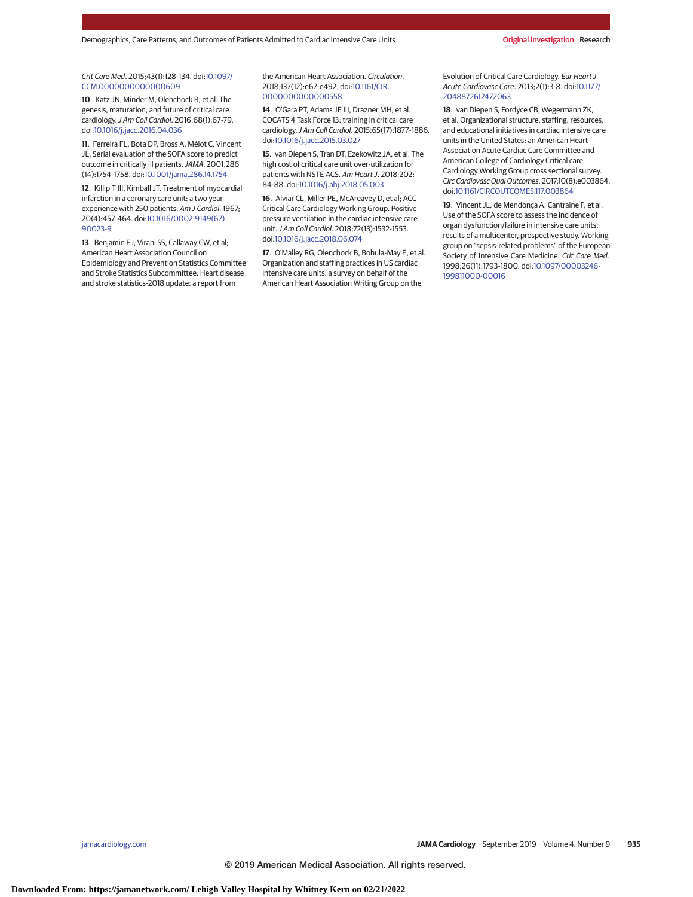*Crit Care Med*. 2015;43(1):128-134. doi:10.1097/CCM.0000000000000609

**10**. Katz JN, Minder M, Olenchock B, et al. The genesis, maturation, and future of critical care cardiology. *J Am Coll Cardiol*. 2016;68(1):67-79. doi:10.1016/j.jacc.2016.04.036

**11**. Ferreira FL, Bota DP, Bross A, Mélot C, Vincent JL. Serial evaluation of the SOFA score to predict outcome in critically ill patients. *JAMA*. 2001;286(14):1754-1758. doi:10.1001/jama.286.14.1754

**12**. Killip T III, Kimball JT. Treatment of myocardial infarction in a coronary care unit: a two year experience with 250 patients. *Am J Cardiol*. 1967;20(4):457-464. doi:10.1016/0002-9149(67)90023-9

**13**. Benjamin EJ, Virani SS, Callaway CW, et al; American Heart Association Council on Epidemiology and Prevention Statistics Committee and Stroke Statistics Subcommittee. Heart disease and stroke statistics-2018 update: a report from the American Heart Association. *Circulation*. 2018;137(12):e67-e492. doi:10.1161/CIR.0000000000000558

**14**. O'Gara PT, Adams JE III, Drazner MH, et al. COCATS 4 Task Force 13: training in critical care cardiology. *J Am Coll Cardiol*. 2015;65(17):1877-1886. doi:10.1016/j.jacc.2015.03.027

**15**. van Diepen S, Tran DT, Ezekowitz JA, et al. The high cost of critical care unit over-utilization for patients with NSTE ACS. *Am Heart J*. 2018;202:84-88. doi:10.1016/j.ahj.2018.05.003

**16**. Alviar CL, Miller PE, McAreavey D, et al; ACC Critical Care Cardiology Working Group. Positive pressure ventilation in the cardiac intensive care unit. *J Am Coll Cardiol*. 2018;72(13):1532-1553. doi:10.1016/j.jacc.2018.06.074

**17**. O'Malley RG, Olenchock B, Bohula-May E, et al. Organization and staffing practices in US cardiac intensive care units: a survey on behalf of the American Heart Association Writing Group on the Evolution of Critical Care Cardiology. *Eur Heart J Acute Cardiovasc Care*. 2013;2(1):3-8. doi:10.1177/2048872612472063

**18**. van Diepen S, Fordyce CB, Wegermann ZK, et al. Organizational structure, staffing, resources, and educational initiatives in cardiac intensive care units in the United States: an American Heart Association Acute Cardiac Care Committee and American College of Cardiology Critical care Cardiology Working Group cross sectional survey. *Circ Cardiovasc Qual Outcomes*. 2017;10(8):e003864. doi:10.1161/CIRCOUTCOMES.117.003864

**19**. Vincent JL, de Mendonça A, Cantraine F, et al. Use of the SOFA score to assess the incidence of organ dysfunction/failure in intensive care units: results of a multicenter, prospective study. Working group on "sepsis-related problems" of the European Society of Intensive Care Medicine. *Crit Care Med*. 1998;26(11):1793-1800. doi:10.1097/00003246-199811000-00016